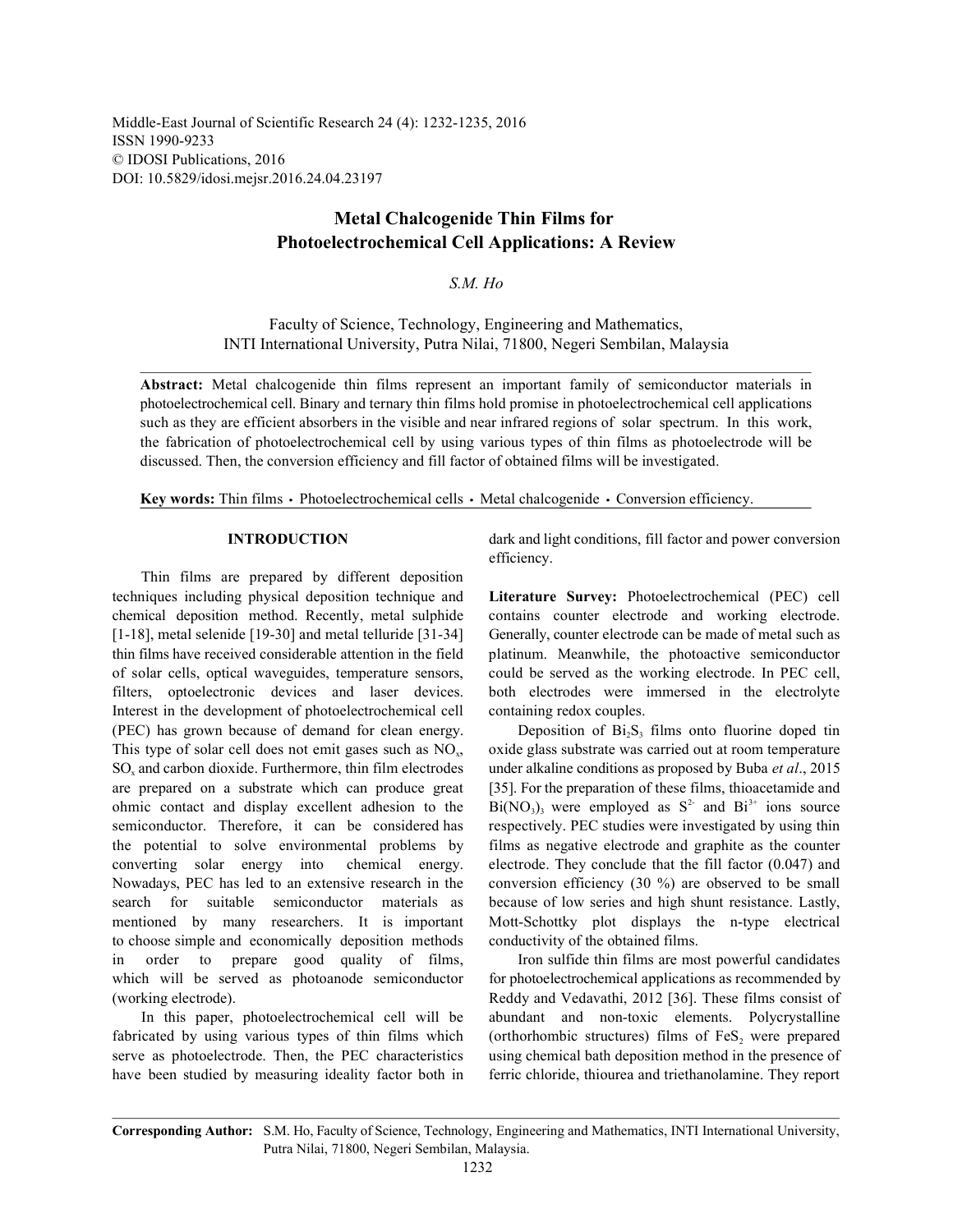Middle-East Journal of Scientific Research 24 (4): 1232-1235, 2016
ISSN 1990-9233
© IDOSI Publications, 2016
DOI: 10.5829/idosi.mejsr.2016.24.04.23197

# Metal Chalcogenide Thin Films for Photoelectrochemical Cell Applications: A Review

*S.M. Ho*

Faculty of Science, Technology, Engineering and Mathematics, INTI International University, Putra Nilai, 71800, Negeri Sembilan, Malaysia

**Abstract:** Metal chalcogenide thin films represent an important family of semiconductor materials in photoelectrochemical cell. Binary and ternary thin films hold promise in photoelectrochemical cell applications such as they are efficient absorbers in the visible and near infrared regions of solar spectrum. In this work, the fabrication of photoelectrochemical cell by using various types of thin films as photoelectrode will be discussed. Then, the conversion efficiency and fill factor of obtained films will be investigated.

**Key words:** Thin films • Photoelectrochemical cells • Metal chalcogenide • Conversion efficiency.

## INTRODUCTION

Thin films are prepared by different deposition techniques including physical deposition technique and chemical deposition method. Recently, metal sulphide [1-18], metal selenide [19-30] and metal telluride [31-34] thin films have received considerable attention in the field of solar cells, optical waveguides, temperature sensors, filters, optoelectronic devices and laser devices. Interest in the development of photoelectrochemical cell (PEC) has grown because of demand for clean energy. This type of solar cell does not emit gases such as $NO_x$, $SO_x$ and carbon dioxide. Furthermore, thin film electrodes are prepared on a substrate which can produce great ohmic contact and display excellent adhesion to the semiconductor. Therefore, it can be considered has the potential to solve environmental problems by converting solar energy into chemical energy. Nowadays, PEC has led to an extensive research in the search for suitable semiconductor materials as mentioned by many researchers. It is important to choose simple and economically deposition methods in order to prepare good quality of films, which will be served as photoanode semiconductor (working electrode).

In this paper, photoelectrochemical cell will be fabricated by using various types of thin films which serve as photoelectrode. Then, the PEC characteristics have been studied by measuring ideality factor both in dark and light conditions, fill factor and power conversion efficiency.

**Literature Survey:** Photoelectrochemical (PEC) cell contains counter electrode and working electrode. Generally, counter electrode can be made of metal such as platinum. Meanwhile, the photoactive semiconductor could be served as the working electrode. In PEC cell, both electrodes were immersed in the electrolyte containing redox couples.

Deposition of $Bi_2S_3$ films onto fluorine doped tin oxide glass substrate was carried out at room temperature under alkaline conditions as proposed by Buba *et al*., 2015 [35]. For the preparation of these films, thioacetamide and $Bi(NO_3)_3$ were employed as $S^{2-}$ and $Bi^{3+}$ ions source respectively. PEC studies were investigated by using thin films as negative electrode and graphite as the counter electrode. They conclude that the fill factor (0.047) and conversion efficiency (30 %) are observed to be small because of low series and high shunt resistance. Lastly, Mott-Schottky plot displays the n-type electrical conductivity of the obtained films.

Iron sulfide thin films are most powerful candidates for photoelectrochemical applications as recommended by Reddy and Vedavathi, 2012 [36]. These films consist of abundant and non-toxic elements. Polycrystalline (orthorhombic structures) films of $FeS_2$ were prepared using chemical bath deposition method in the presence of ferric chloride, thiourea and triethanolamine. They report

**Corresponding Author:** S.M. Ho, Faculty of Science, Technology, Engineering and Mathematics, INTI International University, Putra Nilai, 71800, Negeri Sembilan, Malaysia.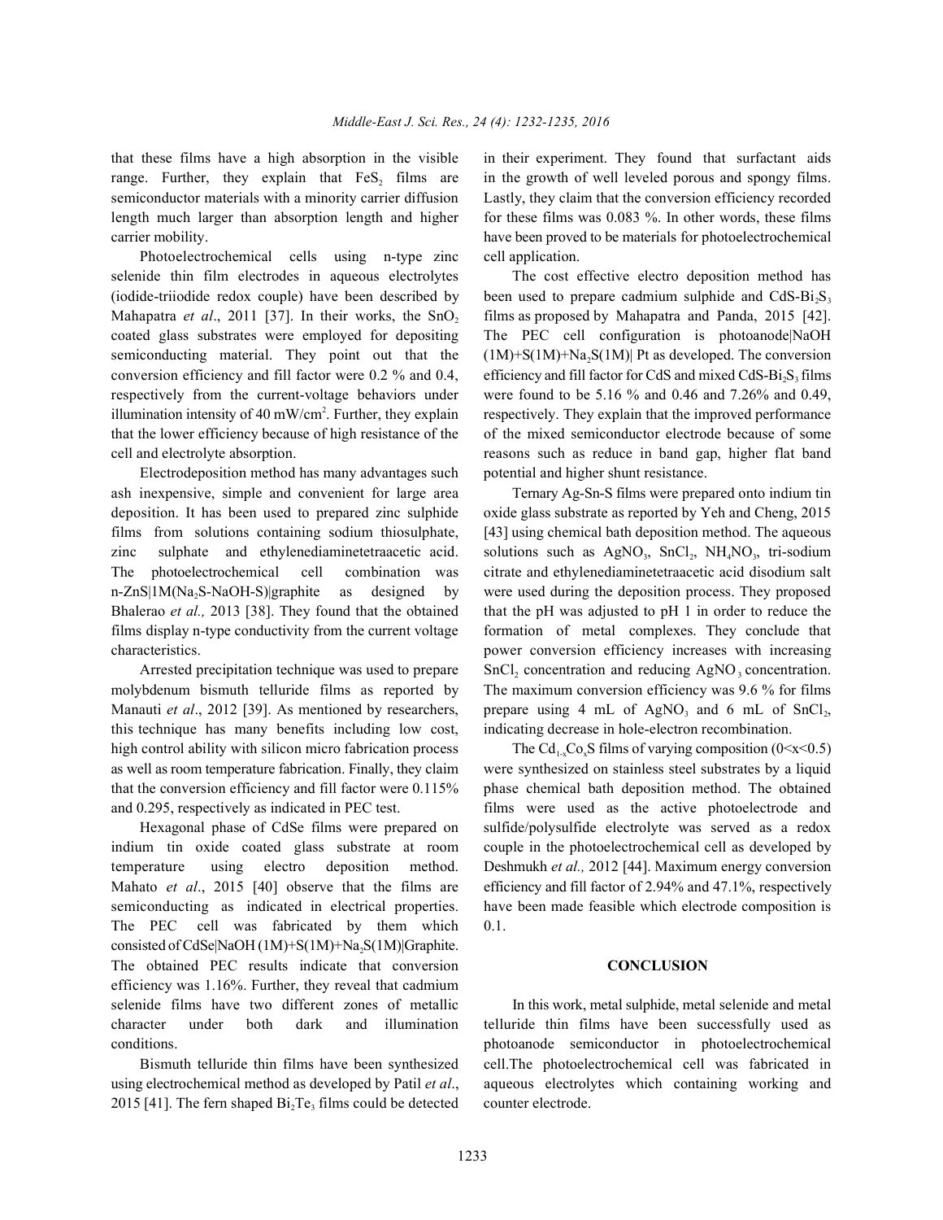that these films have a high absorption in the visible range. Further, they explain that $FeS_2$ films are semiconductor materials with a minority carrier diffusion length much larger than absorption length and higher carrier mobility.

Photoelectrochemical cells using n-type zinc selenide thin film electrodes in aqueous electrolytes (iodide-triiodide redox couple) have been described by Mahapatra *et al*., 2011 [37]. In their works, the $SnO_2$ coated glass substrates were employed for depositing semiconducting material. They point out that the conversion efficiency and fill factor were 0.2 % and 0.4, respectively from the current-voltage behaviors under illumination intensity of 40 $mW/cm^2$. Further, they explain that the lower efficiency because of high resistance of the cell and electrolyte absorption.

Electrodeposition method has many advantages such ash inexpensive, simple and convenient for large area deposition. It has been used to prepared zinc sulphide films from solutions containing sodium thiosulphate, zinc sulphate and ethylenediaminetetraacetic acid. The photoelectrochemical cell combination was n-ZnS|1M($Na_2S$-NaOH-S)|graphite as designed by Bhalerao *et al.,* 2013 [38]. They found that the obtained films display n-type conductivity from the current voltage characteristics.

Arrested precipitation technique was used to prepare molybdenum bismuth telluride films as reported by Manauti *et al*., 2012 [39]. As mentioned by researchers, this technique has many benefits including low cost, high control ability with silicon micro fabrication process as well as room temperature fabrication. Finally, they claim that the conversion efficiency and fill factor were 0.115% and 0.295, respectively as indicated in PEC test.

Hexagonal phase of CdSe films were prepared on indium tin oxide coated glass substrate at room temperature using electro deposition method. Mahato *et al*., 2015 [40] observe that the films are semiconducting as indicated in electrical properties. The PEC cell was fabricated by them which consisted of CdSe|NaOH (1M)+S(1M)+$Na_2S$(1M)|Graphite. The obtained PEC results indicate that conversion efficiency was 1.16%. Further, they reveal that cadmium selenide films have two different zones of metallic character under both dark and illumination conditions.

Bismuth telluride thin films have been synthesized using electrochemical method as developed by Patil *et al*., 2015 [41]. The fern shaped $Bi_2Te_3$ films could be detected in their experiment. They found that surfactant aids in the growth of well leveled porous and spongy films. Lastly, they claim that the conversion efficiency recorded for these films was 0.083 %. In other words, these films have been proved to be materials for photoelectrochemical cell application.

The cost effective electro deposition method has been used to prepare cadmium sulphide and CdS-$Bi_2S_3$ films as proposed by Mahapatra and Panda, 2015 [42]. The PEC cell configuration is photoanode|NaOH (1M)+S(1M)+$Na_2S$(1M)| Pt as developed. The conversion efficiency and fill factor for CdS and mixed CdS-$Bi_2S_3$ films were found to be 5.16 % and 0.46 and 7.26% and 0.49, respectively. They explain that the improved performance of the mixed semiconductor electrode because of some reasons such as reduce in band gap, higher flat band potential and higher shunt resistance.

Ternary Ag-Sn-S films were prepared onto indium tin oxide glass substrate as reported by Yeh and Cheng, 2015 [43] using chemical bath deposition method. The aqueous solutions such as $AgNO_3$, $SnCl_2$, $NH_4NO_3$, tri-sodium citrate and ethylenediaminetetraacetic acid disodium salt were used during the deposition process. They proposed that the pH was adjusted to pH 1 in order to reduce the formation of metal complexes. They conclude that power conversion efficiency increases with increasing $SnCl_2$ concentration and reducing $AgNO_3$ concentration. The maximum conversion efficiency was 9.6 % for films prepare using 4 mL of $AgNO_3$ and 6 mL of $SnCl_2$, indicating decrease in hole-electron recombination.

The $Cd_{1-x}Co_xS$ films of varying composition ($0<x<0.5$) were synthesized on stainless steel substrates by a liquid phase chemical bath deposition method. The obtained films were used as the active photoelectrode and sulfide/polysulfide electrolyte was served as a redox couple in the photoelectrochemical cell as developed by Deshmukh *et al.,* 2012 [44]. Maximum energy conversion efficiency and fill factor of 2.94% and 47.1%, respectively have been made feasible which electrode composition is 0.1.

## CONCLUSION

In this work, metal sulphide, metal selenide and metal telluride thin films have been successfully used as photoanode semiconductor in photoelectrochemical cell.The photoelectrochemical cell was fabricated in aqueous electrolytes which containing working and counter electrode.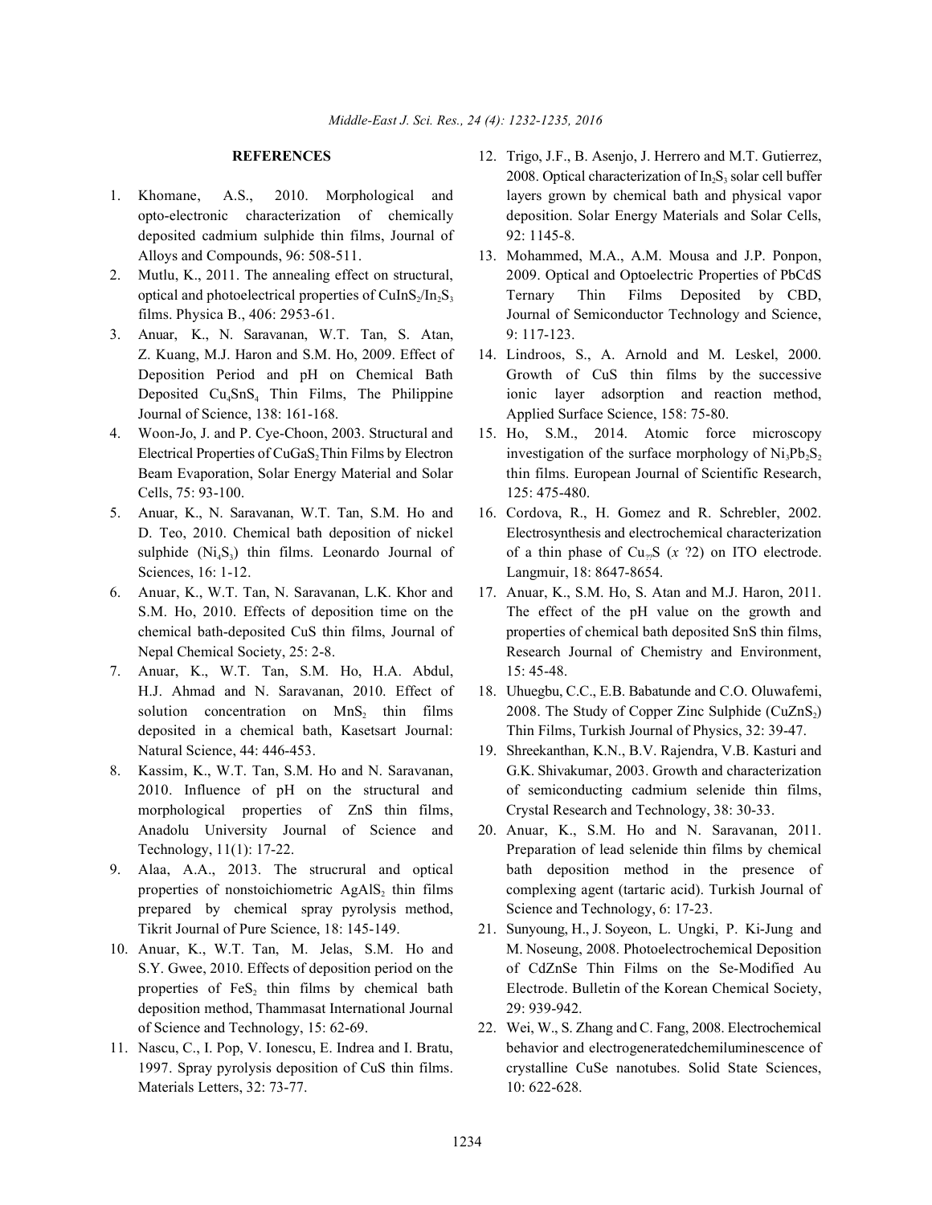## REFERENCES

1. Khomane, A.S., 2010. Morphological and opto-electronic characterization of chemically deposited cadmium sulphide thin films, Journal of Alloys and Compounds, 96: 508-511.
2. Mutlu, K., 2011. The annealing effect on structural, optical and photoelectrical properties of $CuInS_2/In_2S_3$ films. Physica B., 406: 2953-61.
3. Anuar, K., N. Saravanan, W.T. Tan, S. Atan, Z. Kuang, M.J. Haron and S.M. Ho, 2009. Effect of Deposition Period and pH on Chemical Bath Deposited $Cu_4SnS_4$ Thin Films, The Philippine Journal of Science, 138: 161-168.
4. Woon-Jo, J. and P. Cye-Choon, 2003. Structural and Electrical Properties of $CuGaS_2$ Thin Films by Electron Beam Evaporation, Solar Energy Material and Solar Cells, 75: 93-100.
5. Anuar, K., N. Saravanan, W.T. Tan, S.M. Ho and D. Teo, 2010. Chemical bath deposition of nickel sulphide ($Ni_4S_3$) thin films. Leonardo Journal of Sciences, 16: 1-12.
6. Anuar, K., W.T. Tan, N. Saravanan, L.K. Khor and S.M. Ho, 2010. Effects of deposition time on the chemical bath-deposited CuS thin films, Journal of Nepal Chemical Society, 25: 2-8.
7. Anuar, K., W.T. Tan, S.M. Ho, H.A. Abdul, H.J. Ahmad and N. Saravanan, 2010. Effect of solution concentration on $MnS_2$ thin films deposited in a chemical bath, Kasetsart Journal: Natural Science, 44: 446-453.
8. Kassim, K., W.T. Tan, S.M. Ho and N. Saravanan, 2010. Influence of pH on the structural and morphological properties of ZnS thin films, Anadolu University Journal of Science and Technology, 11(1): 17-22.
9. Alaa, A.A., 2013. The strucrural and optical properties of nonstoichiometric $AgAlS_2$ thin films prepared by chemical spray pyrolysis method, Tikrit Journal of Pure Science, 18: 145-149.
10. Anuar, K., W.T. Tan, M. Jelas, S.M. Ho and S.Y. Gwee, 2010. Effects of deposition period on the properties of $FeS_2$ thin films by chemical bath deposition method, Thammasat International Journal of Science and Technology, 15: 62-69.
11. Nascu, C., I. Pop, V. Ionescu, E. Indrea and I. Bratu, 1997. Spray pyrolysis deposition of CuS thin films. Materials Letters, 32: 73-77.
12. Trigo, J.F., B. Asenjo, J. Herrero and M.T. Gutierrez, 2008. Optical characterization of $In_2S_3$ solar cell buffer layers grown by chemical bath and physical vapor deposition. Solar Energy Materials and Solar Cells, 92: 1145-8.
13. Mohammed, M.A., A.M. Mousa and J.P. Ponpon, 2009. Optical and Optoelectric Properties of PbCdS Ternary Thin Films Deposited by CBD, Journal of Semiconductor Technology and Science, 9: 117-123.
14. Lindroos, S., A. Arnold and M. Leskel, 2000. Growth of CuS thin films by the successive ionic layer adsorption and reaction method, Applied Surface Science, 158: 75-80.
15. Ho, S.M., 2014. Atomic force microscopy investigation of the surface morphology of $Ni_3Pb_2S_2$ thin films. European Journal of Scientific Research, 125: 475-480.
16. Cordova, R., H. Gomez and R. Schrebler, 2002. Electrosynthesis and electrochemical characterization of a thin phase of $Cu_{x??}S$ ($x$ ?2) on ITO electrode. Langmuir, 18: 8647-8654.
17. Anuar, K., S.M. Ho, S. Atan and M.J. Haron, 2011. The effect of the pH value on the growth and properties of chemical bath deposited SnS thin films, Research Journal of Chemistry and Environment, 15: 45-48.
18. Uhuegbu, C.C., E.B. Babatunde and C.O. Oluwafemi, 2008. The Study of Copper Zinc Sulphide ($CuZnS_2$) Thin Films, Turkish Journal of Physics, 32: 39-47.
19. Shreekanthan, K.N., B.V. Rajendra, V.B. Kasturi and G.K. Shivakumar, 2003. Growth and characterization of semiconducting cadmium selenide thin films, Crystal Research and Technology, 38: 30-33.
20. Anuar, K., S.M. Ho and N. Saravanan, 2011. Preparation of lead selenide thin films by chemical bath deposition method in the presence of complexing agent (tartaric acid). Turkish Journal of Science and Technology, 6: 17-23.
21. Sunyoung, H., J. Soyeon, L. Ungki, P. Ki-Jung and M. Noseung, 2008. Photoelectrochemical Deposition of CdZnSe Thin Films on the Se-Modified Au Electrode. Bulletin of the Korean Chemical Society, 29: 939-942.
22. Wei, W., S. Zhang and C. Fang, 2008. Electrochemical behavior and electrogeneratedchemiluminescence of crystalline CuSe nanotubes. Solid State Sciences, 10: 622-628.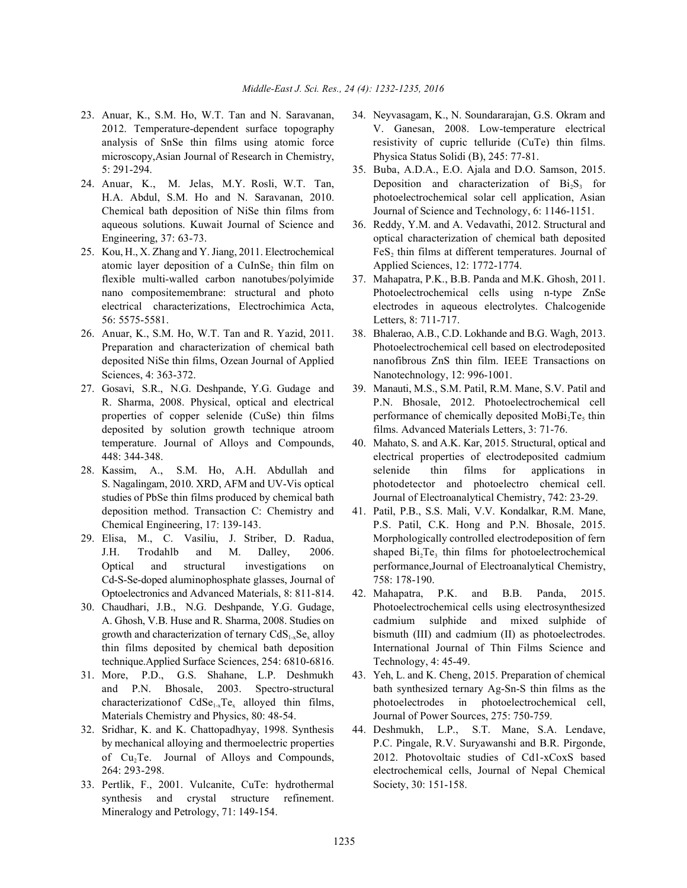23. Anuar, K., S.M. Ho, W.T. Tan and N. Saravanan, 2012. Temperature-dependent surface topography analysis of SnSe thin films using atomic force microscopy,Asian Journal of Research in Chemistry, 5: 291-294.
24. Anuar, K., M. Jelas, M.Y. Rosli, W.T. Tan, H.A. Abdul, S.M. Ho and N. Saravanan, 2010. Chemical bath deposition of NiSe thin films from aqueous solutions. Kuwait Journal of Science and Engineering, 37: 63-73.
25. Kou, H., X. Zhang and Y. Jiang, 2011. Electrochemical atomic layer deposition of a $CuInSe_2$ thin film on flexible multi-walled carbon nanotubes/polyimide nano compositemembrane: structural and photo electrical characterizations, Electrochimica Acta, 56: 5575-5581.
26. Anuar, K., S.M. Ho, W.T. Tan and R. Yazid, 2011. Preparation and characterization of chemical bath deposited NiSe thin films, Ozean Journal of Applied Sciences, 4: 363-372.
27. Gosavi, S.R., N.G. Deshpande, Y.G. Gudage and R. Sharma, 2008. Physical, optical and electrical properties of copper selenide (CuSe) thin films deposited by solution growth technique atroom temperature. Journal of Alloys and Compounds, 448: 344-348.
28. Kassim, A., S.M. Ho, A.H. Abdullah and S. Nagalingam, 2010. XRD, AFM and UV-Vis optical studies of PbSe thin films produced by chemical bath deposition method. Transaction C: Chemistry and Chemical Engineering, 17: 139-143.
29. Elisa, M., C. Vasiliu, J. Striber, D. Radua, J.H. Trodahlb and M. Dalley, 2006. Optical and structural investigations on Cd-S-Se-doped aluminophosphate glasses, Journal of Optoelectronics and Advanced Materials, 8: 811-814.
30. Chaudhari, J.B., N.G. Deshpande, Y.G. Gudage, A. Ghosh, V.B. Huse and R. Sharma, 2008. Studies on growth and characterization of ternary $CdS_{1-x}Se_x$ alloy thin films deposited by chemical bath deposition technique.Applied Surface Sciences, 254: 6810-6816.
31. More, P.D., G.S. Shahane, L.P. Deshmukh and P.N. Bhosale, 2003. Spectro-structural characterizationof $CdSe_{1-x}Te_x$ alloyed thin films, Materials Chemistry and Physics, 80: 48-54.
32. Sridhar, K. and K. Chattopadhyay, 1998. Synthesis by mechanical alloying and thermoelectric properties of $Cu_2Te$. Journal of Alloys and Compounds, 264: 293-298.
33. Pertlik, F., 2001. Vulcanite, CuTe: hydrothermal synthesis and crystal structure refinement. Mineralogy and Petrology, 71: 149-154.
34. Neyvasagam, K., N. Soundararajan, G.S. Okram and V. Ganesan, 2008. Low-temperature electrical resistivity of cupric telluride (CuTe) thin films. Physica Status Solidi (B), 245: 77-81.
35. Buba, A.D.A., E.O. Ajala and D.O. Samson, 2015. Deposition and characterization of $Bi_2S_3$ for photoelectrochemical solar cell application, Asian Journal of Science and Technology, 6: 1146-1151.
36. Reddy, Y.M. and A. Vedavathi, 2012. Structural and optical characterization of chemical bath deposited $FeS_2$ thin films at different temperatures. Journal of Applied Sciences, 12: 1772-1774.
37. Mahapatra, P.K., B.B. Panda and M.K. Ghosh, 2011. Photoelectrochemical cells using n-type ZnSe electrodes in aqueous electrolytes. Chalcogenide Letters, 8: 711-717.
38. Bhalerao, A.B., C.D. Lokhande and B.G. Wagh, 2013. Photoelectrochemical cell based on electrodeposited nanofibrous ZnS thin film. IEEE Transactions on Nanotechnology, 12: 996-1001.
39. Manauti, M.S., S.M. Patil, R.M. Mane, S.V. Patil and P.N. Bhosale, 2012. Photoelectrochemical cell performance of chemically deposited $MoBi_2Te_5$ thin films. Advanced Materials Letters, 3: 71-76.
40. Mahato, S. and A.K. Kar, 2015. Structural, optical and electrical properties of electrodeposited cadmium selenide thin films for applications in photodetector and photoelectro chemical cell. Journal of Electroanalytical Chemistry, 742: 23-29.
41. Patil, P.B., S.S. Mali, V.V. Kondalkar, R.M. Mane, P.S. Patil, C.K. Hong and P.N. Bhosale, 2015. Morphologically controlled electrodeposition of fern shaped $Bi_2Te_3$ thin films for photoelectrochemical performance,Journal of Electroanalytical Chemistry, 758: 178-190.
42. Mahapatra, P.K. and B.B. Panda, 2015. Photoelectrochemical cells using electrosynthesized cadmium sulphide and mixed sulphide of bismuth (III) and cadmium (II) as photoelectrodes. International Journal of Thin Films Science and Technology, 4: 45-49.
43. Yeh, L. and K. Cheng, 2015. Preparation of chemical bath synthesized ternary Ag-Sn-S thin films as the photoelectrodes in photoelectrochemical cell, Journal of Power Sources, 275: 750-759.
44. Deshmukh, L.P., S.T. Mane, S.A. Lendave, P.C. Pingale, R.V. Suryawanshi and B.R. Pirgonde, 2012. Photovoltaic studies of Cd1-xCoxS based electrochemical cells, Journal of Nepal Chemical Society, 30: 151-158.